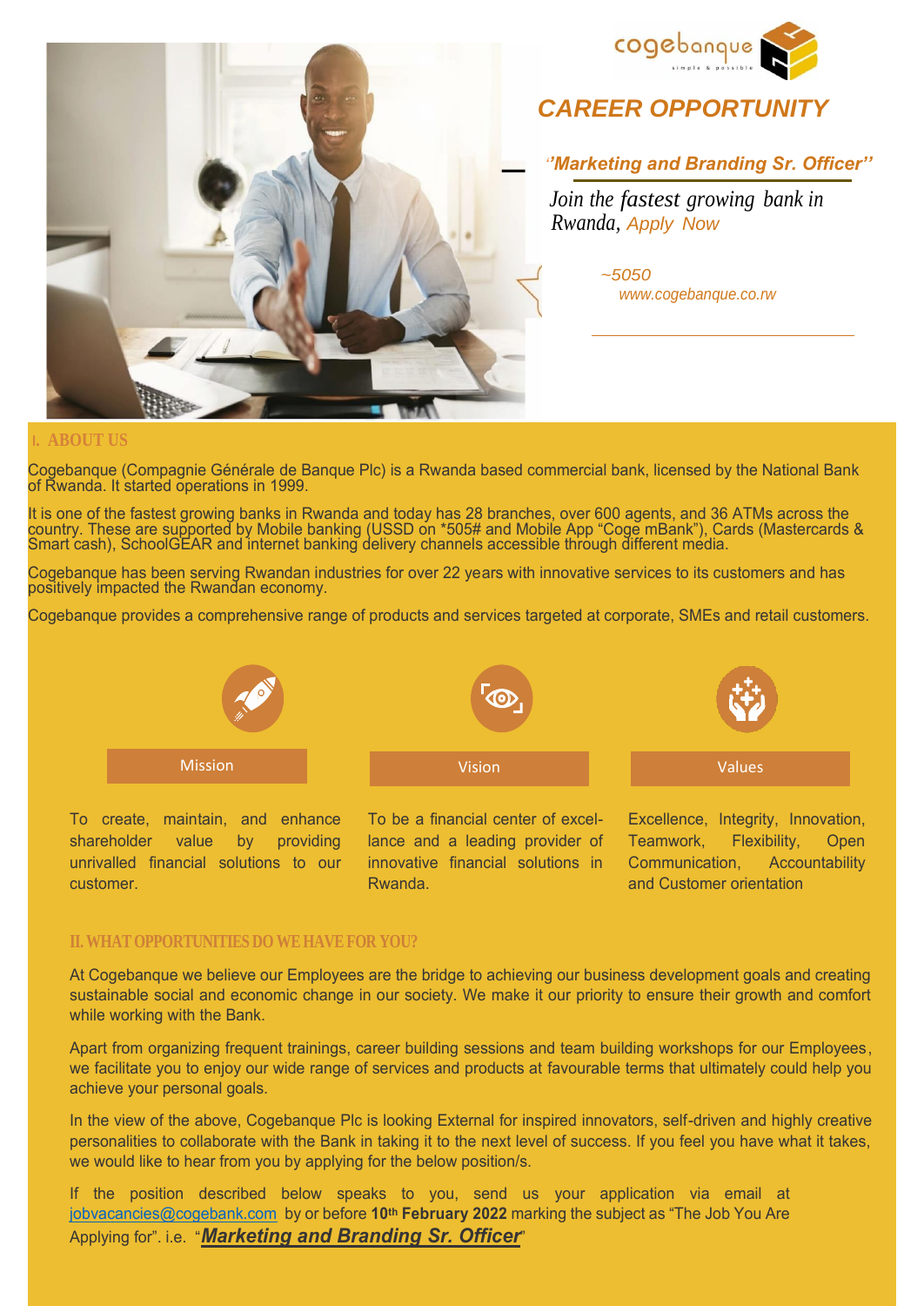cogebanque
simple & possible

# CAREER OPPORTUNITY

*"Marketing and Branding Sr. Officer"*

*Join the fastest growing bank in Rwanda, Apply Now*

*~5050*
*www.cogebanque.co.rw*

## I. ABOUT US

Cogebanque (Compagnie Générale de Banque Plc) is a Rwanda based commercial bank, licensed by the National Bank of Rwanda. It started operations in 1999.

It is one of the fastest growing banks in Rwanda and today has 28 branches, over 600 agents, and 36 ATMs across the country. These are supported by Mobile banking (USSD on *505# and Mobile App "Coge mBank"), Cards (Mastercards & Smart cash), SchoolGEAR and internet banking delivery channels accessible through different media.

Cogebanque has been serving Rwandan industries for over 22 years with innovative services to its customers and has positively impacted the Rwandan economy.

Cogebanque provides a comprehensive range of products and services targeted at corporate, SMEs and retail customers.

**Mission**

To create, maintain, and enhance shareholder value by providing unrivalled financial solutions to our customer.

**Vision**

To be a financial center of excellance and a leading provider of innovative financial solutions in Rwanda.

**Values**

Excellence, Integrity, Innovation, Teamwork, Flexibility, Open Communication, Accountability and Customer orientation

## II. WHAT OPPORTUNITIES DO WE HAVE FOR YOU?

At Cogebanque we believe our Employees are the bridge to achieving our business development goals and creating sustainable social and economic change in our society. We make it our priority to ensure their growth and comfort while working with the Bank.

Apart from organizing frequent trainings, career building sessions and team building workshops for our Employees, we facilitate you to enjoy our wide range of services and products at favourable terms that ultimately could help you achieve your personal goals.

In the view of the above, Cogebanque Plc is looking External for inspired innovators, self-driven and highly creative personalities to collaborate with the Bank in taking it to the next level of success. If you feel you have what it takes, we would like to hear from you by applying for the below position/s.

If the position described below speaks to you, send us your application via email at jobvacancies@cogebank.com by or before **10th February 2022** marking the subject as "The Job You Are Applying for". i.e. "***Marketing and Branding Sr. Officer***"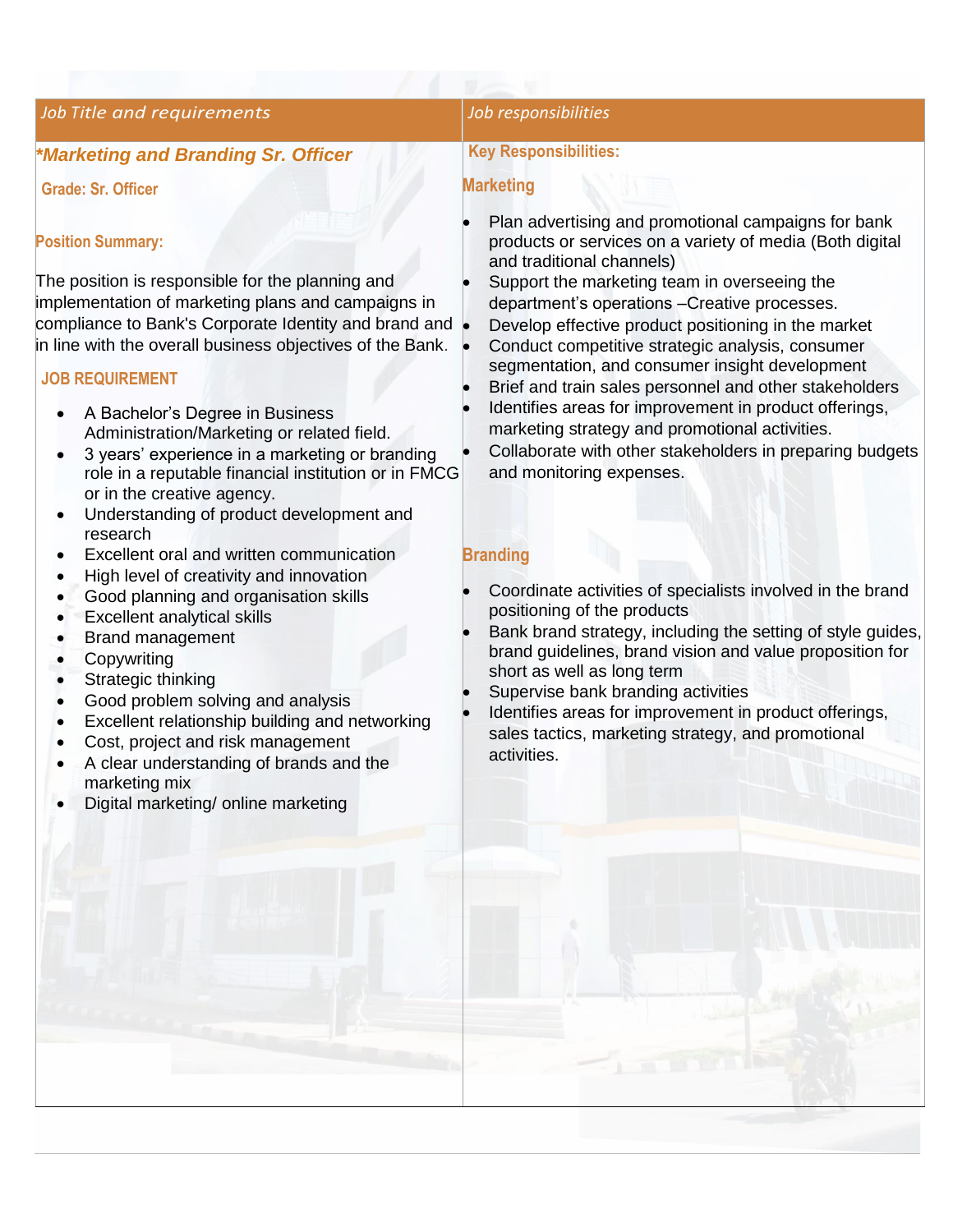| *Job Title and requirements* | *Job responsibilities* |
|---|---|
| ***Marketing and Branding Sr. Officer*** | **Key Responsibilities:** |

## *Marketing and Branding Sr. Officer

**Grade: Sr. Officer**

**Position Summary:**

The position is responsible for the planning and implementation of marketing plans and campaigns in compliance to Bank's Corporate Identity and brand and in line with the overall business objectives of the Bank.

**JOB REQUIREMENT**

- A Bachelor's Degree in Business Administration/Marketing or related field.
- 3 years' experience in a marketing or branding role in a reputable financial institution or in FMCG or in the creative agency.
- Understanding of product development and research
- Excellent oral and written communication
- High level of creativity and innovation
- Good planning and organisation skills
- Excellent analytical skills
- Brand management
- Copywriting
- Strategic thinking
- Good problem solving and analysis
- Excellent relationship building and networking
- Cost, project and risk management
- A clear understanding of brands and the marketing mix
- Digital marketing/ online marketing

**Key Responsibilities:**

**Marketing**

- Plan advertising and promotional campaigns for bank products or services on a variety of media (Both digital and traditional channels)
- Support the marketing team in overseeing the department's operations –Creative processes.
- Develop effective product positioning in the market
- Conduct competitive strategic analysis, consumer segmentation, and consumer insight development
- Brief and train sales personnel and other stakeholders
- Identifies areas for improvement in product offerings, marketing strategy and promotional activities.
- Collaborate with other stakeholders in preparing budgets and monitoring expenses.

**Branding**

- Coordinate activities of specialists involved in the brand positioning of the products
- Bank brand strategy, including the setting of style guides, brand guidelines, brand vision and value proposition for short as well as long term
- Supervise bank branding activities
- Identifies areas for improvement in product offerings, sales tactics, marketing strategy, and promotional activities.